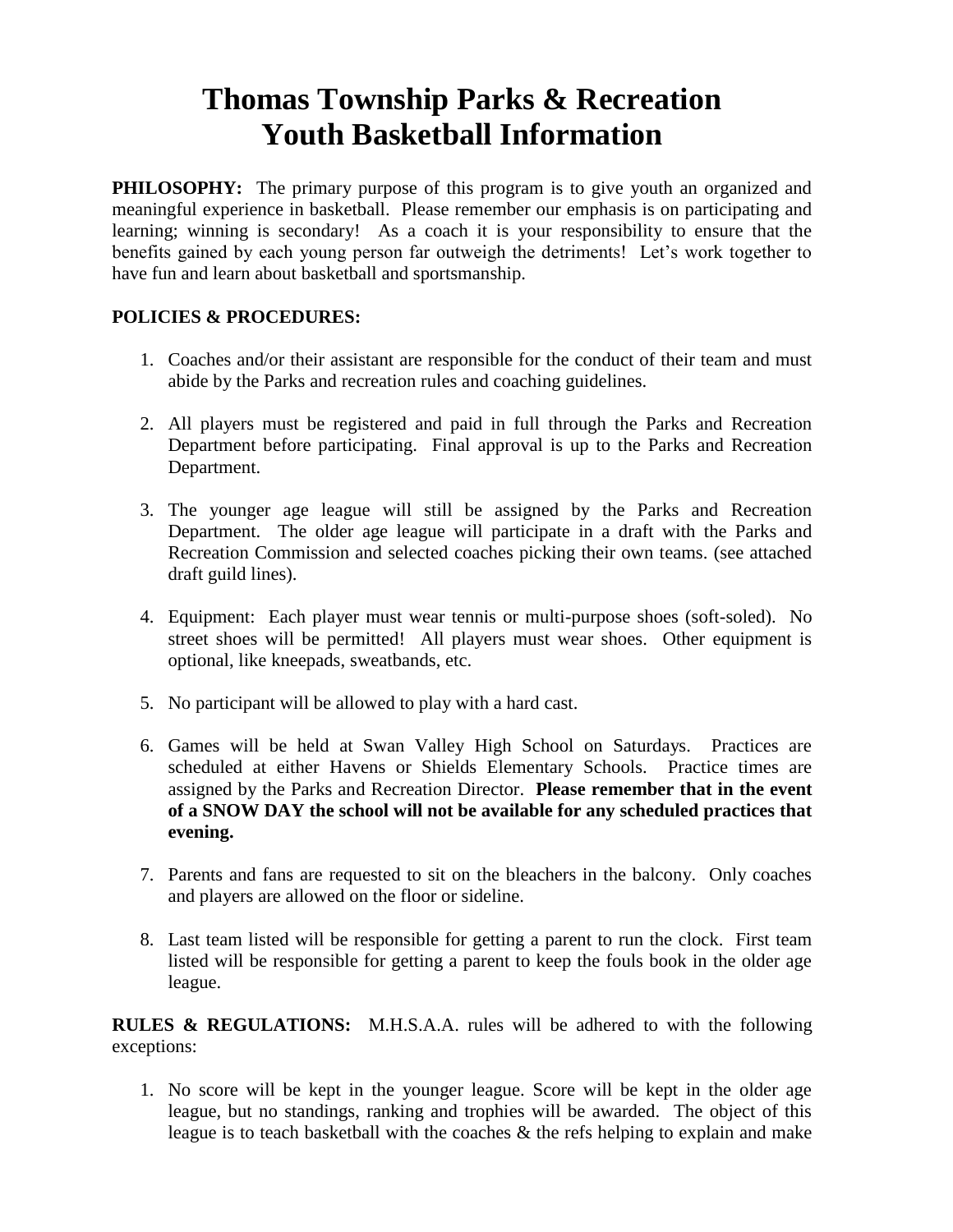# Thomas Township Parks & Recreation
# Youth Basketball Information

**PHILOSOPHY:** The primary purpose of this program is to give youth an organized and meaningful experience in basketball. Please remember our emphasis is on participating and learning; winning is secondary! As a coach it is your responsibility to ensure that the benefits gained by each young person far outweigh the detriments! Let's work together to have fun and learn about basketball and sportsmanship.

**POLICIES & PROCEDURES:**

1. Coaches and/or their assistant are responsible for the conduct of their team and must abide by the Parks and recreation rules and coaching guidelines.

2. All players must be registered and paid in full through the Parks and Recreation Department before participating. Final approval is up to the Parks and Recreation Department.

3. The younger age league will still be assigned by the Parks and Recreation Department. The older age league will participate in a draft with the Parks and Recreation Commission and selected coaches picking their own teams. (see attached draft guild lines).

4. Equipment: Each player must wear tennis or multi-purpose shoes (soft-soled). No street shoes will be permitted! All players must wear shoes. Other equipment is optional, like kneepads, sweatbands, etc.

5. No participant will be allowed to play with a hard cast.

6. Games will be held at Swan Valley High School on Saturdays. Practices are scheduled at either Havens or Shields Elementary Schools. Practice times are assigned by the Parks and Recreation Director. **Please remember that in the event of a SNOW DAY the school will not be available for any scheduled practices that evening.**

7. Parents and fans are requested to sit on the bleachers in the balcony. Only coaches and players are allowed on the floor or sideline.

8. Last team listed will be responsible for getting a parent to run the clock. First team listed will be responsible for getting a parent to keep the fouls book in the older age league.

**RULES & REGULATIONS:** M.H.S.A.A. rules will be adhered to with the following exceptions:

1. No score will be kept in the younger league. Score will be kept in the older age league, but no standings, ranking and trophies will be awarded. The object of this league is to teach basketball with the coaches & the refs helping to explain and make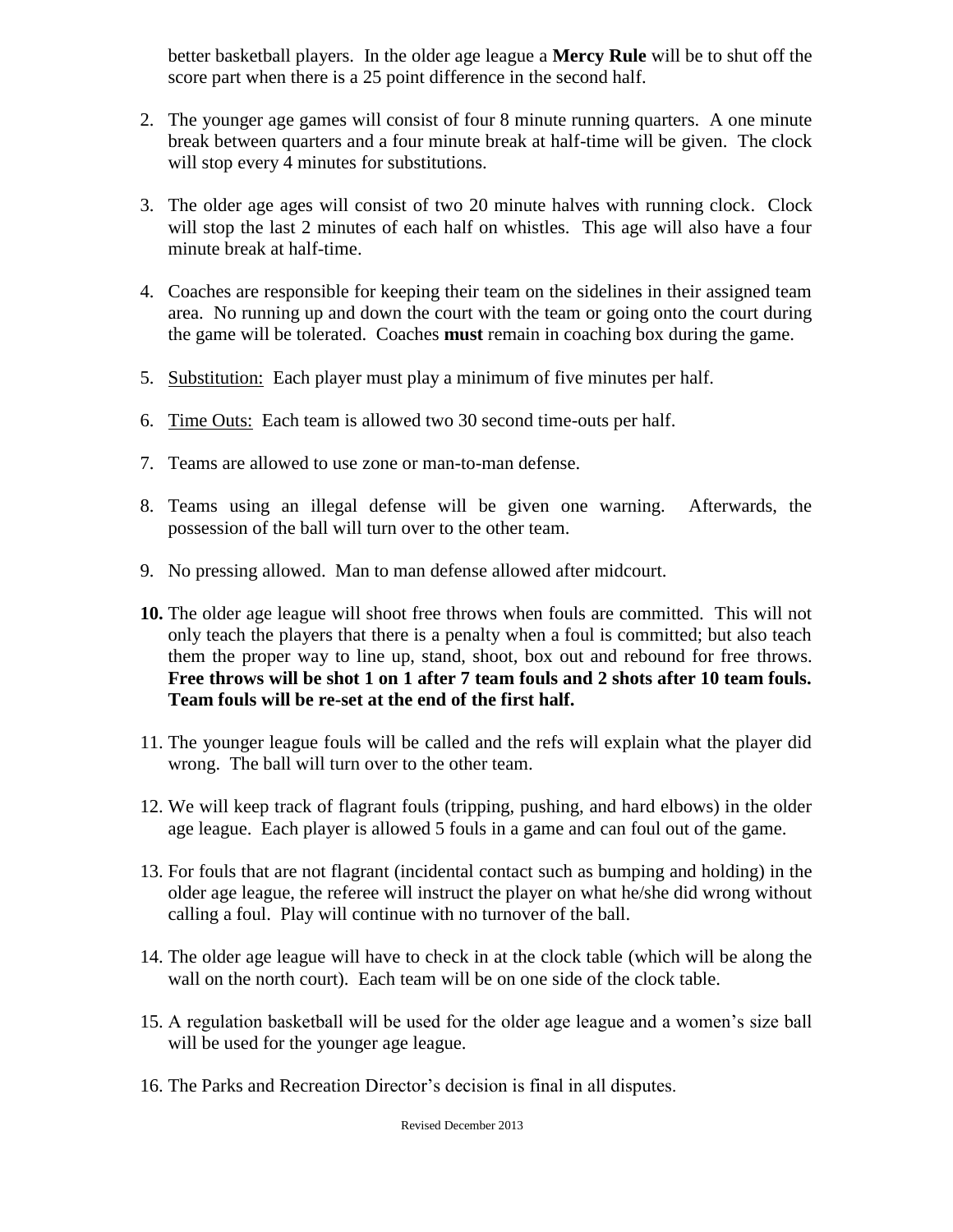better basketball players. In the older age league a **Mercy Rule** will be to shut off the score part when there is a 25 point difference in the second half.

2. The younger age games will consist of four 8 minute running quarters. A one minute break between quarters and a four minute break at half-time will be given. The clock will stop every 4 minutes for substitutions.

3. The older age ages will consist of two 20 minute halves with running clock. Clock will stop the last 2 minutes of each half on whistles. This age will also have a four minute break at half-time.

4. Coaches are responsible for keeping their team on the sidelines in their assigned team area. No running up and down the court with the team or going onto the court during the game will be tolerated. Coaches **must** remain in coaching box during the game.

5. <u>Substitution:</u> Each player must play a minimum of five minutes per half.

6. <u>Time Outs:</u> Each team is allowed two 30 second time-outs per half.

7. Teams are allowed to use zone or man-to-man defense.

8. Teams using an illegal defense will be given one warning. Afterwards, the possession of the ball will turn over to the other team.

9. No pressing allowed. Man to man defense allowed after midcourt.

10. The older age league will shoot free throws when fouls are committed. This will not only teach the players that there is a penalty when a foul is committed; but also teach them the proper way to line up, stand, shoot, box out and rebound for free throws. **Free throws will be shot 1 on 1 after 7 team fouls and 2 shots after 10 team fouls. Team fouls will be re-set at the end of the first half.**

11. The younger league fouls will be called and the refs will explain what the player did wrong. The ball will turn over to the other team.

12. We will keep track of flagrant fouls (tripping, pushing, and hard elbows) in the older age league. Each player is allowed 5 fouls in a game and can foul out of the game.

13. For fouls that are not flagrant (incidental contact such as bumping and holding) in the older age league, the referee will instruct the player on what he/she did wrong without calling a foul. Play will continue with no turnover of the ball.

14. The older age league will have to check in at the clock table (which will be along the wall on the north court). Each team will be on one side of the clock table.

15. A regulation basketball will be used for the older age league and a women's size ball will be used for the younger age league.

16. The Parks and Recreation Director's decision is final in all disputes.

Revised December 2013